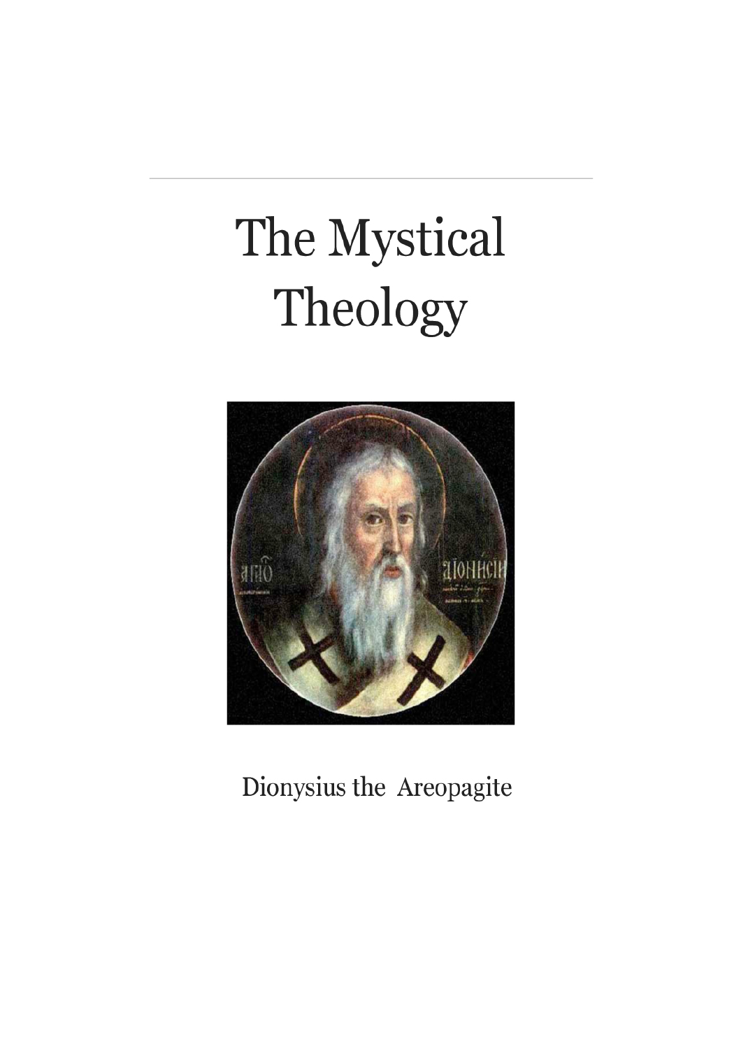# The Mystical Theology

Dionysius the Areopagite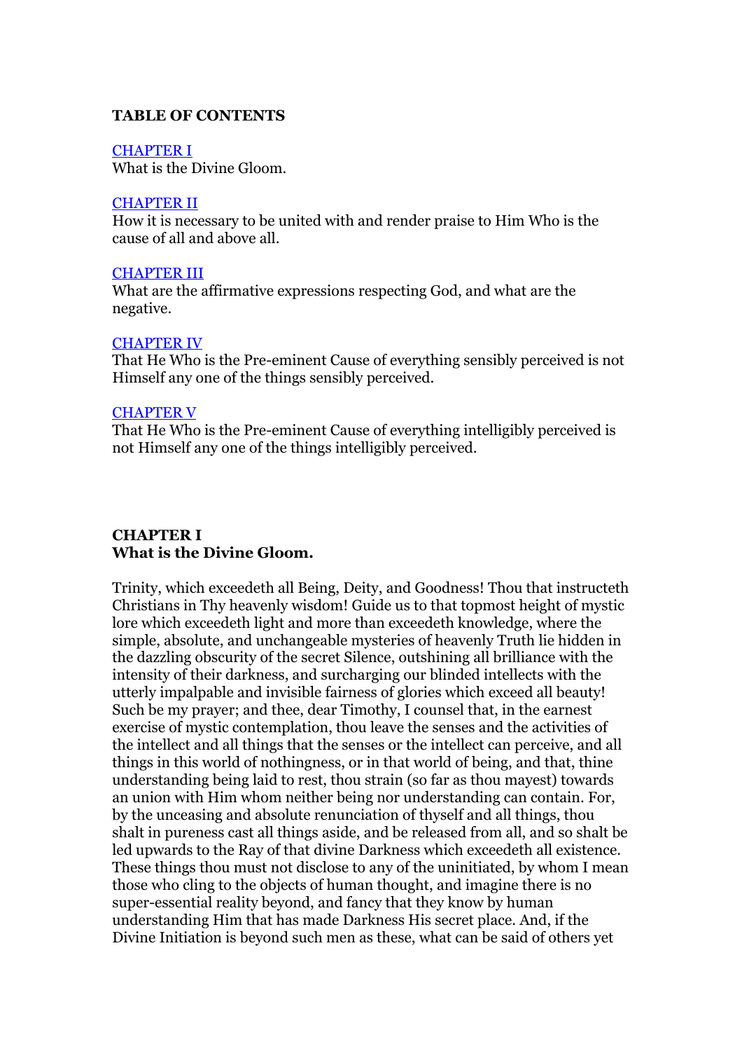**TABLE OF CONTENTS**

[CHAPTER I]
What is the Divine Gloom.

[CHAPTER II]
How it is necessary to be united with and render praise to Him Who is the cause of all and above all.

[CHAPTER III]
What are the affirmative expressions respecting God, and what are the negative.

[CHAPTER IV]
That He Who is the Pre-eminent Cause of everything sensibly perceived is not Himself any one of the things sensibly perceived.

[CHAPTER V]
That He Who is the Pre-eminent Cause of everything intelligibly perceived is not Himself any one of the things intelligibly perceived.

## CHAPTER I
## What is the Divine Gloom.

Trinity, which exceedeth all Being, Deity, and Goodness! Thou that instructeth Christians in Thy heavenly wisdom! Guide us to that topmost height of mystic lore which exceedeth light and more than exceedeth knowledge, where the simple, absolute, and unchangeable mysteries of heavenly Truth lie hidden in the dazzling obscurity of the secret Silence, outshining all brilliance with the intensity of their darkness, and surcharging our blinded intellects with the utterly impalpable and invisible fairness of glories which exceed all beauty! Such be my prayer; and thee, dear Timothy, I counsel that, in the earnest exercise of mystic contemplation, thou leave the senses and the activities of the intellect and all things that the senses or the intellect can perceive, and all things in this world of nothingness, or in that world of being, and that, thine understanding being laid to rest, thou strain (so far as thou mayest) towards an union with Him whom neither being nor understanding can contain. For, by the unceasing and absolute renunciation of thyself and all things, thou shalt in pureness cast all things aside, and be released from all, and so shalt be led upwards to the Ray of that divine Darkness which exceedeth all existence. These things thou must not disclose to any of the uninitiated, by whom I mean those who cling to the objects of human thought, and imagine there is no super-essential reality beyond, and fancy that they know by human understanding Him that has made Darkness His secret place. And, if the Divine Initiation is beyond such men as these, what can be said of others yet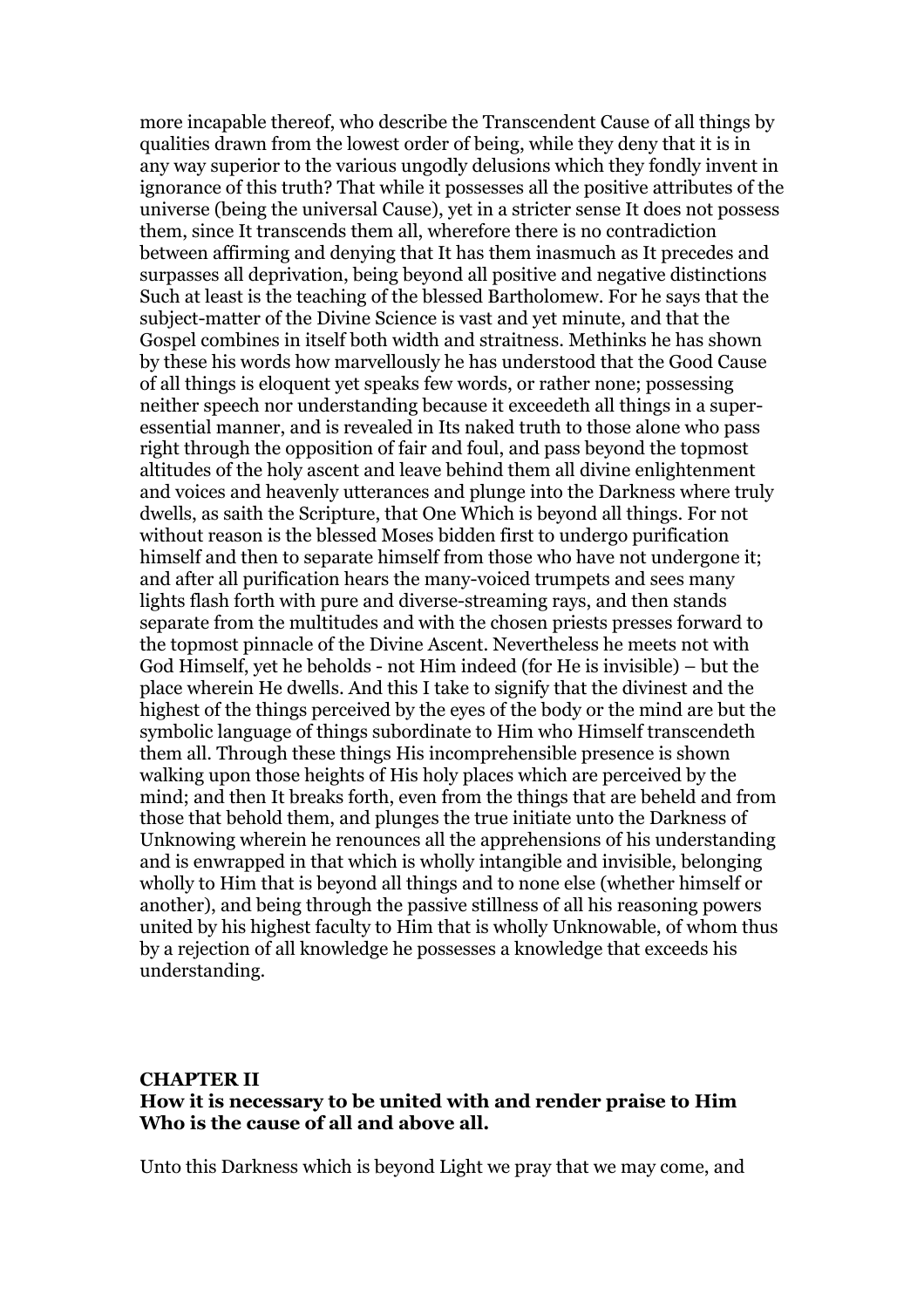more incapable thereof, who describe the Transcendent Cause of all things by qualities drawn from the lowest order of being, while they deny that it is in any way superior to the various ungodly delusions which they fondly invent in ignorance of this truth? That while it possesses all the positive attributes of the universe (being the universal Cause), yet in a stricter sense It does not possess them, since It transcends them all, wherefore there is no contradiction between affirming and denying that It has them inasmuch as It precedes and surpasses all deprivation, being beyond all positive and negative distinctions Such at least is the teaching of the blessed Bartholomew. For he says that the subject-matter of the Divine Science is vast and yet minute, and that the Gospel combines in itself both width and straitness. Methinks he has shown by these his words how marvellously he has understood that the Good Cause of all things is eloquent yet speaks few words, or rather none; possessing neither speech nor understanding because it exceedeth all things in a super-essential manner, and is revealed in Its naked truth to those alone who pass right through the opposition of fair and foul, and pass beyond the topmost altitudes of the holy ascent and leave behind them all divine enlightenment and voices and heavenly utterances and plunge into the Darkness where truly dwells, as saith the Scripture, that One Which is beyond all things. For not without reason is the blessed Moses bidden first to undergo purification himself and then to separate himself from those who have not undergone it; and after all purification hears the many-voiced trumpets and sees many lights flash forth with pure and diverse-streaming rays, and then stands separate from the multitudes and with the chosen priests presses forward to the topmost pinnacle of the Divine Ascent. Nevertheless he meets not with God Himself, yet he beholds - not Him indeed (for He is invisible) – but the place wherein He dwells. And this I take to signify that the divinest and the highest of the things perceived by the eyes of the body or the mind are but the symbolic language of things subordinate to Him who Himself transcendeth them all. Through these things His incomprehensible presence is shown walking upon those heights of His holy places which are perceived by the mind; and then It breaks forth, even from the things that are beheld and from those that behold them, and plunges the true initiate unto the Darkness of Unknowing wherein he renounces all the apprehensions of his understanding and is enwrapped in that which is wholly intangible and invisible, belonging wholly to Him that is beyond all things and to none else (whether himself or another), and being through the passive stillness of all his reasoning powers united by his highest faculty to Him that is wholly Unknowable, of whom thus by a rejection of all knowledge he possesses a knowledge that exceeds his understanding.

## CHAPTER II
**How it is necessary to be united with and render praise to Him Who is the cause of all and above all.**

Unto this Darkness which is beyond Light we pray that we may come, and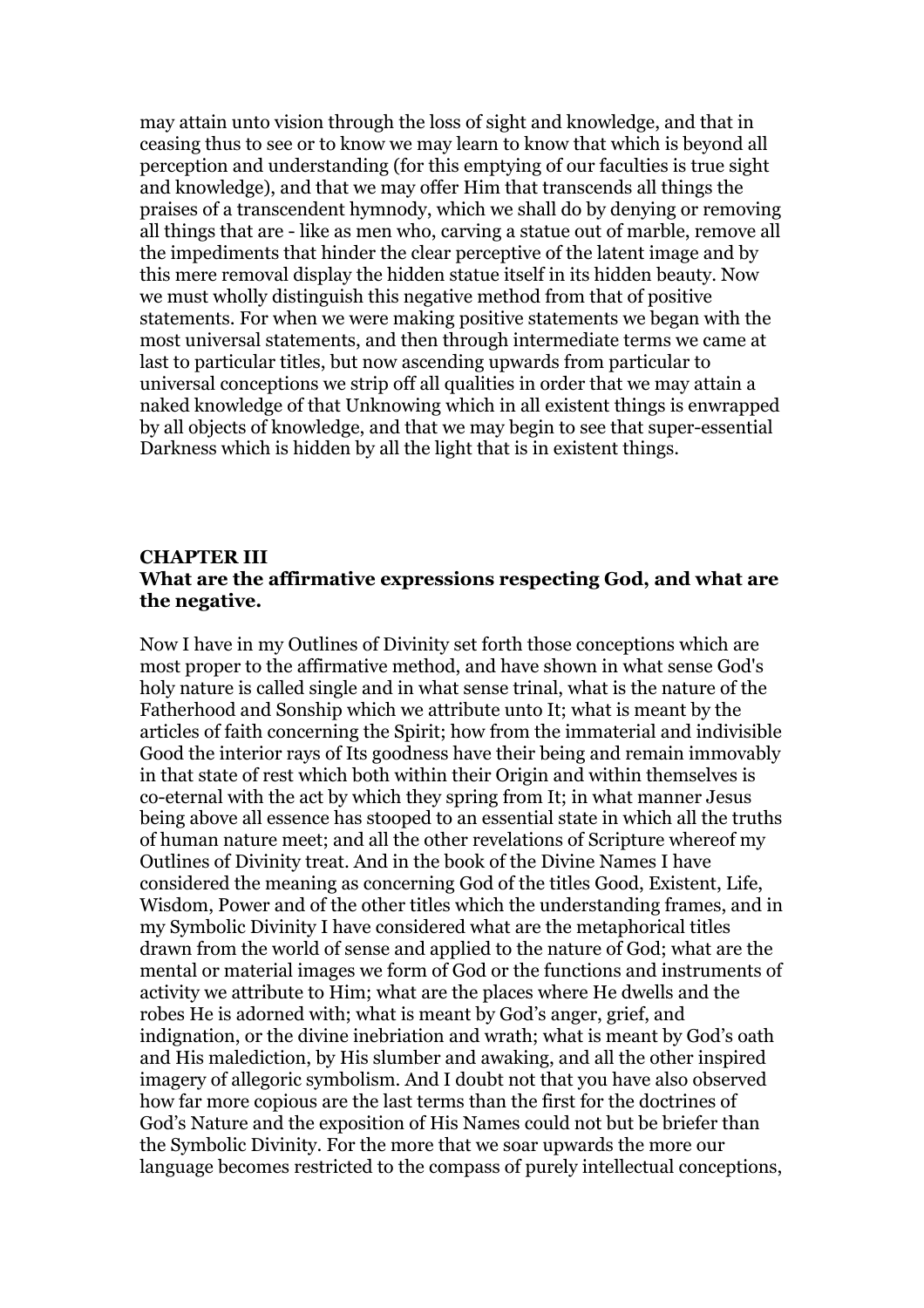may attain unto vision through the loss of sight and knowledge, and that in ceasing thus to see or to know we may learn to know that which is beyond all perception and understanding (for this emptying of our faculties is true sight and knowledge), and that we may offer Him that transcends all things the praises of a transcendent hymnody, which we shall do by denying or removing all things that are - like as men who, carving a statue out of marble, remove all the impediments that hinder the clear perceptive of the latent image and by this mere removal display the hidden statue itself in its hidden beauty. Now we must wholly distinguish this negative method from that of positive statements. For when we were making positive statements we began with the most universal statements, and then through intermediate terms we came at last to particular titles, but now ascending upwards from particular to universal conceptions we strip off all qualities in order that we may attain a naked knowledge of that Unknowing which in all existent things is enwrapped by all objects of knowledge, and that we may begin to see that super-essential Darkness which is hidden by all the light that is in existent things.

## CHAPTER III

### What are the affirmative expressions respecting God, and what are the negative.

Now I have in my Outlines of Divinity set forth those conceptions which are most proper to the affirmative method, and have shown in what sense God's holy nature is called single and in what sense trinal, what is the nature of the Fatherhood and Sonship which we attribute unto It; what is meant by the articles of faith concerning the Spirit; how from the immaterial and indivisible Good the interior rays of Its goodness have their being and remain immovably in that state of rest which both within their Origin and within themselves is co-eternal with the act by which they spring from It; in what manner Jesus being above all essence has stooped to an essential state in which all the truths of human nature meet; and all the other revelations of Scripture whereof my Outlines of Divinity treat. And in the book of the Divine Names I have considered the meaning as concerning God of the titles Good, Existent, Life, Wisdom, Power and of the other titles which the understanding frames, and in my Symbolic Divinity I have considered what are the metaphorical titles drawn from the world of sense and applied to the nature of God; what are the mental or material images we form of God or the functions and instruments of activity we attribute to Him; what are the places where He dwells and the robes He is adorned with; what is meant by God's anger, grief, and indignation, or the divine inebriation and wrath; what is meant by God's oath and His malediction, by His slumber and awaking, and all the other inspired imagery of allegoric symbolism. And I doubt not that you have also observed how far more copious are the last terms than the first for the doctrines of God's Nature and the exposition of His Names could not but be briefer than the Symbolic Divinity. For the more that we soar upwards the more our language becomes restricted to the compass of purely intellectual conceptions,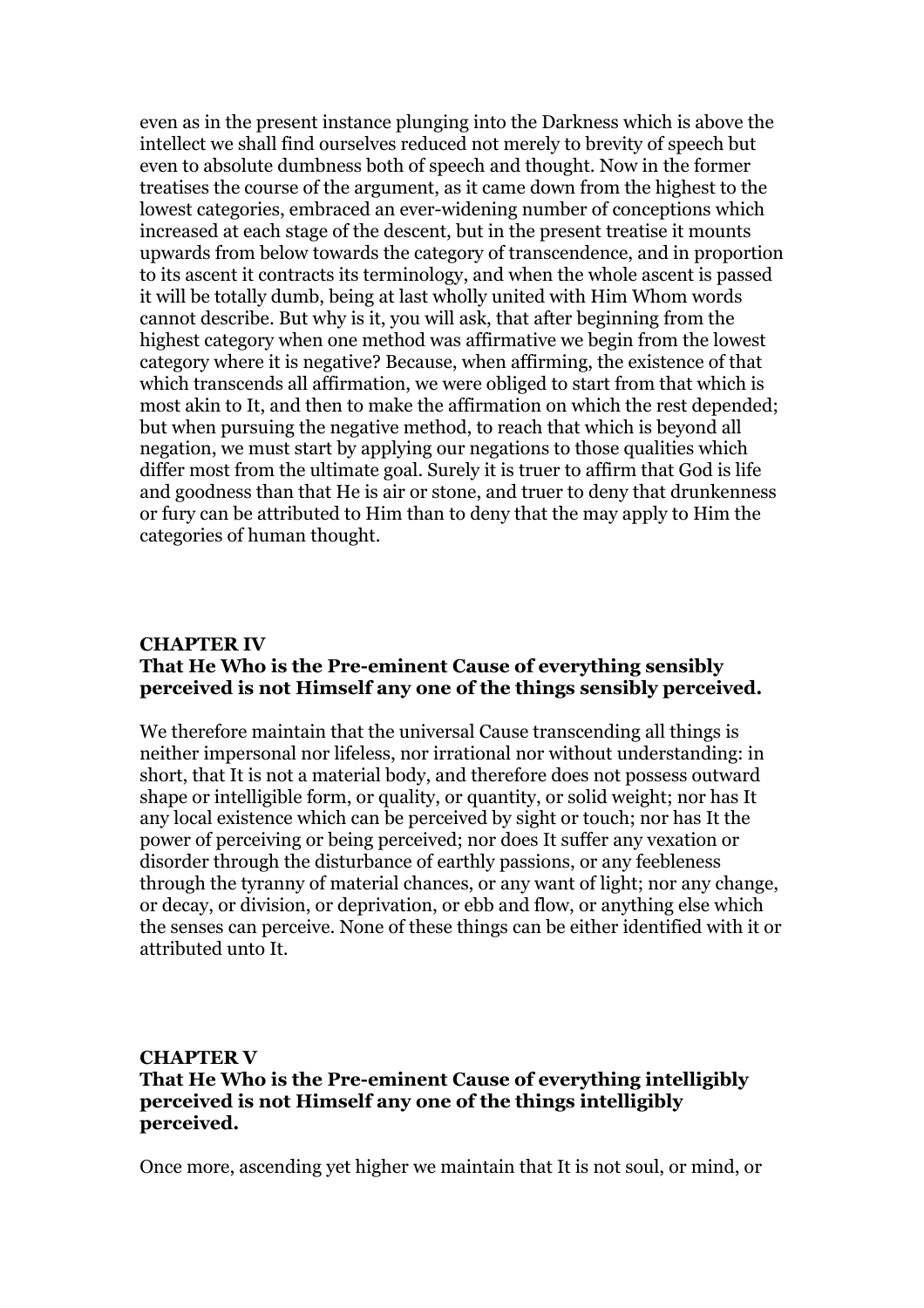even as in the present instance plunging into the Darkness which is above the intellect we shall find ourselves reduced not merely to brevity of speech but even to absolute dumbness both of speech and thought. Now in the former treatises the course of the argument, as it came down from the highest to the lowest categories, embraced an ever-widening number of conceptions which increased at each stage of the descent, but in the present treatise it mounts upwards from below towards the category of transcendence, and in proportion to its ascent it contracts its terminology, and when the whole ascent is passed it will be totally dumb, being at last wholly united with Him Whom words cannot describe. But why is it, you will ask, that after beginning from the highest category when one method was affirmative we begin from the lowest category where it is negative? Because, when affirming, the existence of that which transcends all affirmation, we were obliged to start from that which is most akin to It, and then to make the affirmation on which the rest depended; but when pursuing the negative method, to reach that which is beyond all negation, we must start by applying our negations to those qualities which differ most from the ultimate goal. Surely it is truer to affirm that God is life and goodness than that He is air or stone, and truer to deny that drunkenness or fury can be attributed to Him than to deny that the may apply to Him the categories of human thought.

## CHAPTER IV
## That He Who is the Pre-eminent Cause of everything sensibly perceived is not Himself any one of the things sensibly perceived.

We therefore maintain that the universal Cause transcending all things is neither impersonal nor lifeless, nor irrational nor without understanding: in short, that It is not a material body, and therefore does not possess outward shape or intelligible form, or quality, or quantity, or solid weight; nor has It any local existence which can be perceived by sight or touch; nor has It the power of perceiving or being perceived; nor does It suffer any vexation or disorder through the disturbance of earthly passions, or any feebleness through the tyranny of material chances, or any want of light; nor any change, or decay, or division, or deprivation, or ebb and flow, or anything else which the senses can perceive. None of these things can be either identified with it or attributed unto It.

## CHAPTER V
## That He Who is the Pre-eminent Cause of everything intelligibly perceived is not Himself any one of the things intelligibly perceived.

Once more, ascending yet higher we maintain that It is not soul, or mind, or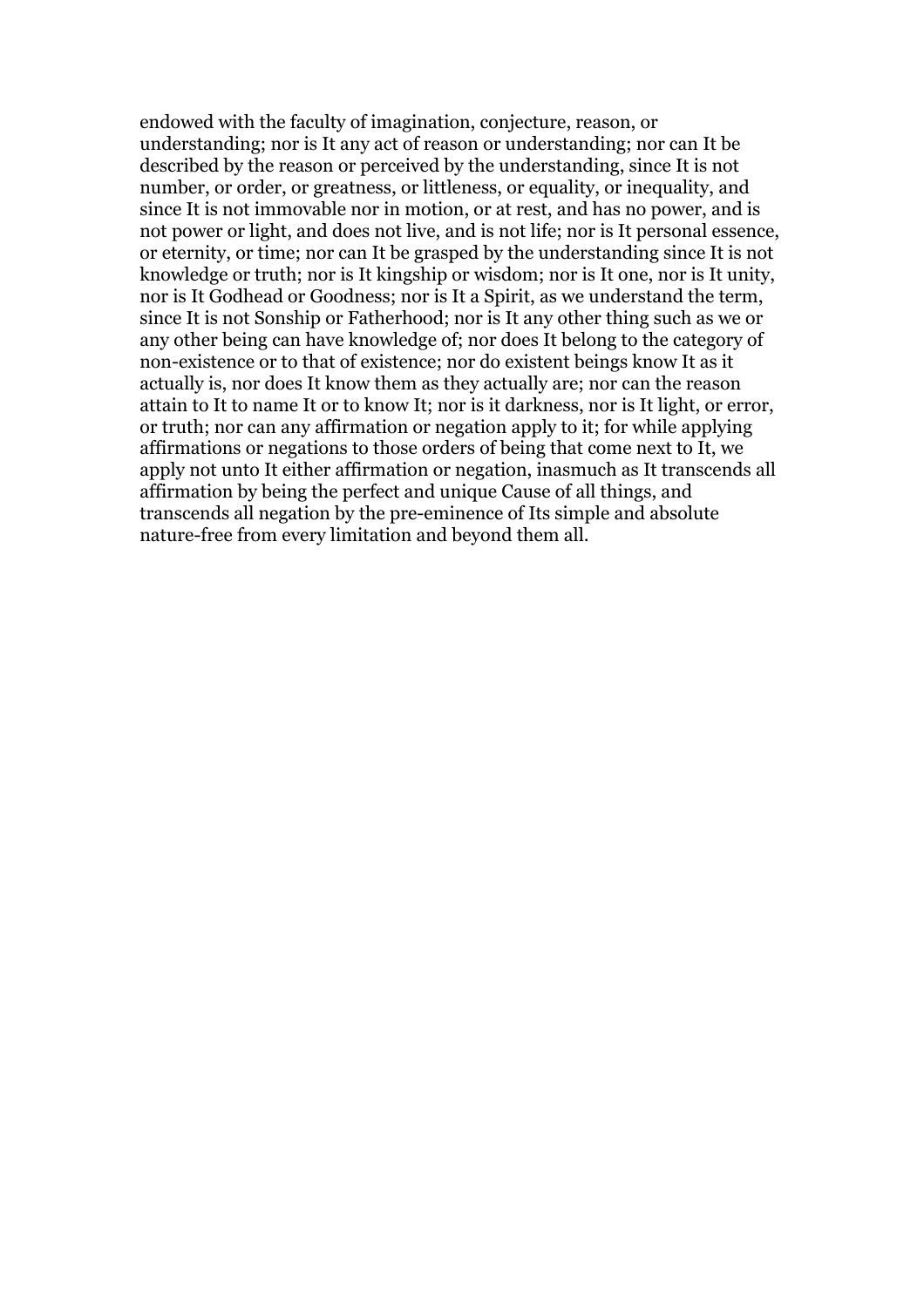endowed with the faculty of imagination, conjecture, reason, or understanding; nor is It any act of reason or understanding; nor can It be described by the reason or perceived by the understanding, since It is not number, or order, or greatness, or littleness, or equality, or inequality, and since It is not immovable nor in motion, or at rest, and has no power, and is not power or light, and does not live, and is not life; nor is It personal essence, or eternity, or time; nor can It be grasped by the understanding since It is not knowledge or truth; nor is It kingship or wisdom; nor is It one, nor is It unity, nor is It Godhead or Goodness; nor is It a Spirit, as we understand the term, since It is not Sonship or Fatherhood; nor is It any other thing such as we or any other being can have knowledge of; nor does It belong to the category of non-existence or to that of existence; nor do existent beings know It as it actually is, nor does It know them as they actually are; nor can the reason attain to It to name It or to know It; nor is it darkness, nor is It light, or error, or truth; nor can any affirmation or negation apply to it; for while applying affirmations or negations to those orders of being that come next to It, we apply not unto It either affirmation or negation, inasmuch as It transcends all affirmation by being the perfect and unique Cause of all things, and transcends all negation by the pre-eminence of Its simple and absolute nature-free from every limitation and beyond them all.